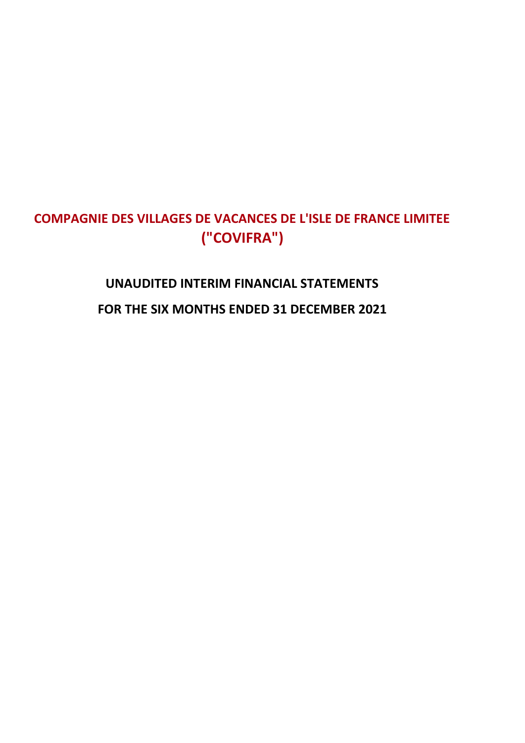# COMPAGNIE DES VILLAGES DE VACANCES DE L'ISLE DE FRANCE LIMITEE ("COVIFRA")

## UNAUDITED INTERIM FINANCIAL STATEMENTS

## FOR THE SIX MONTHS ENDED 31 DECEMBER 2021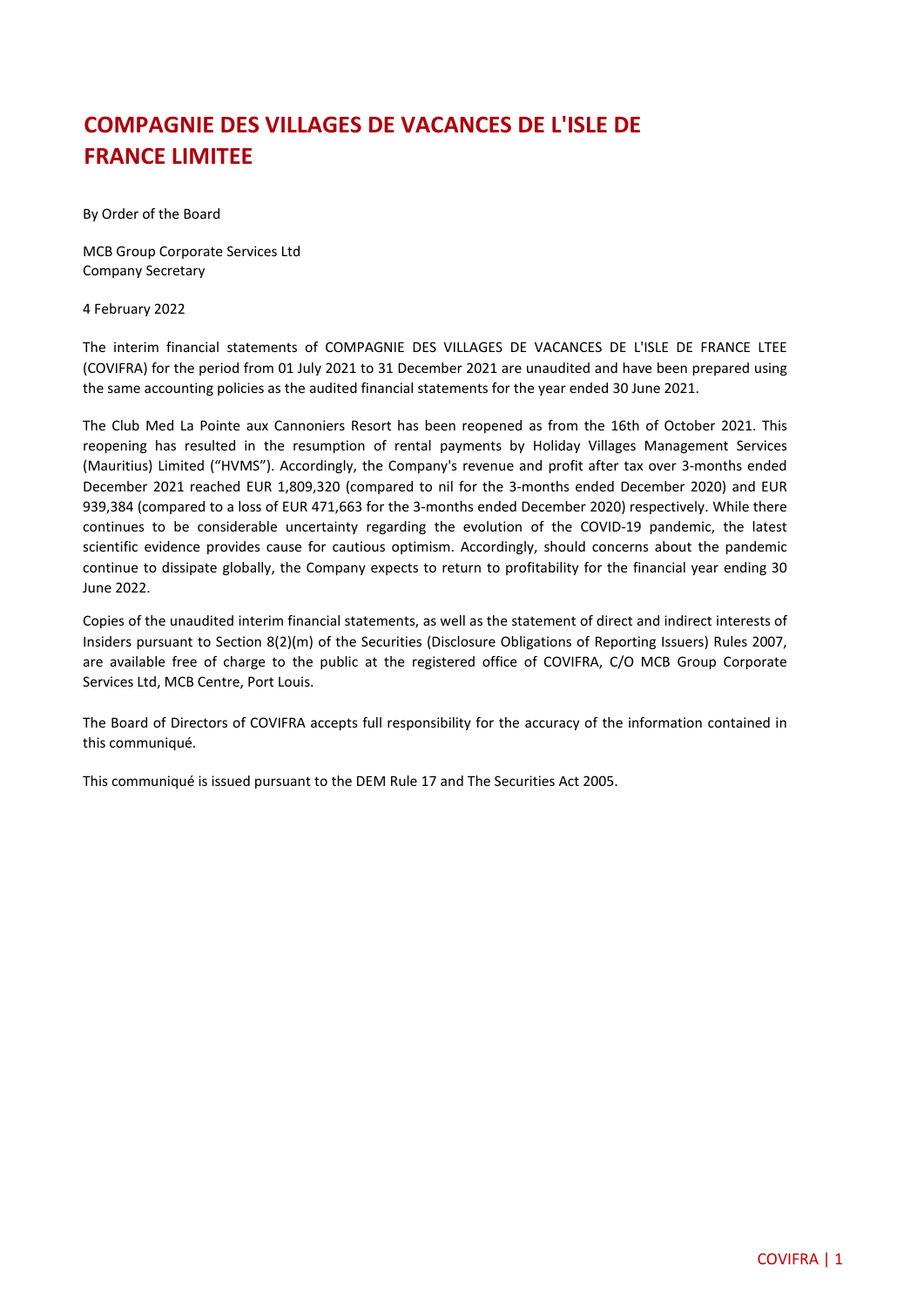# COMPAGNIE DES VILLAGES DE VACANCES DE L'ISLE DE FRANCE LIMITEE

By Order of the Board

MCB Group Corporate Services Ltd
Company Secretary

4 February 2022

The interim financial statements of COMPAGNIE DES VILLAGES DE VACANCES DE L'ISLE DE FRANCE LTEE (COVIFRA) for the period from 01 July 2021 to 31 December 2021 are unaudited and have been prepared using the same accounting policies as the audited financial statements for the year ended 30 June 2021.

The Club Med La Pointe aux Cannoniers Resort has been reopened as from the 16th of October 2021. This reopening has resulted in the resumption of rental payments by Holiday Villages Management Services (Mauritius) Limited ("HVMS"). Accordingly, the Company's revenue and profit after tax over 3-months ended December 2021 reached EUR 1,809,320 (compared to nil for the 3-months ended December 2020) and EUR 939,384 (compared to a loss of EUR 471,663 for the 3-months ended December 2020) respectively. While there continues to be considerable uncertainty regarding the evolution of the COVID-19 pandemic, the latest scientific evidence provides cause for cautious optimism. Accordingly, should concerns about the pandemic continue to dissipate globally, the Company expects to return to profitability for the financial year ending 30 June 2022.

Copies of the unaudited interim financial statements, as well as the statement of direct and indirect interests of Insiders pursuant to Section 8(2)(m) of the Securities (Disclosure Obligations of Reporting Issuers) Rules 2007, are available free of charge to the public at the registered office of COVIFRA, C/O MCB Group Corporate Services Ltd, MCB Centre, Port Louis.

The Board of Directors of COVIFRA accepts full responsibility for the accuracy of the information contained in this communiqué.

This communiqué is issued pursuant to the DEM Rule 17 and The Securities Act 2005.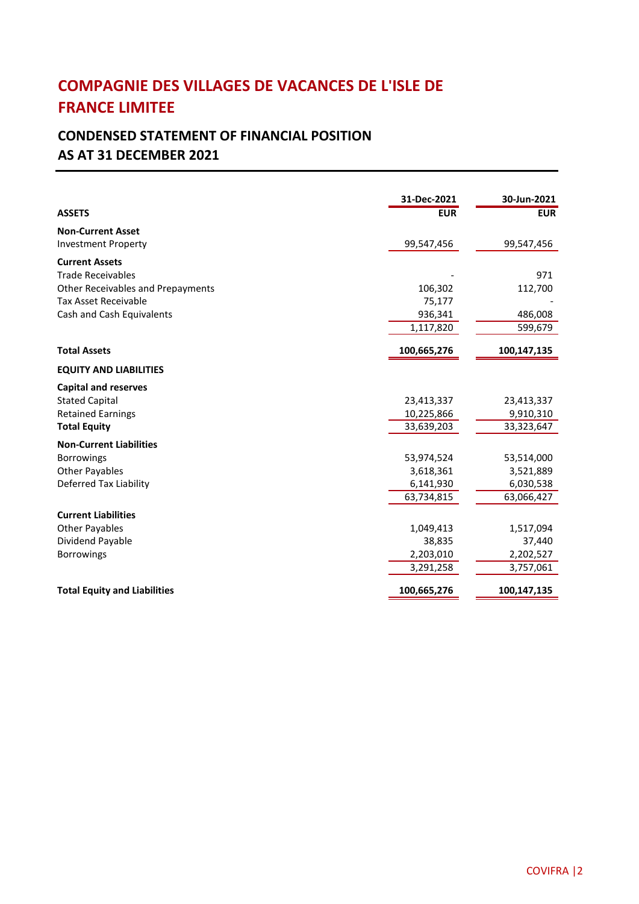# COMPAGNIE DES VILLAGES DE VACANCES DE L'ISLE DE FRANCE LIMITEE

## CONDENSED STATEMENT OF FINANCIAL POSITION
## AS AT 31 DECEMBER 2021

| | 31-Dec-2021 | 30-Jun-2021 |
|---|---|---|
| **ASSETS** | **EUR** | **EUR** |
| **Non-Current Asset** | | |
| Investment Property | 99,547,456 | 99,547,456 |
| **Current Assets** | | |
| Trade Receivables | - | 971 |
| Other Receivables and Prepayments | 106,302 | 112,700 |
| Tax Asset Receivable | 75,177 | - |
| Cash and Cash Equivalents | 936,341 | 486,008 |
| | 1,117,820 | 599,679 |
| **Total Assets** | **100,665,276** | **100,147,135** |
| **EQUITY AND LIABILITIES** | | |
| **Capital and reserves** | | |
| Stated Capital | 23,413,337 | 23,413,337 |
| Retained Earnings | 10,225,866 | 9,910,310 |
| **Total Equity** | 33,639,203 | 33,323,647 |
| **Non-Current Liabilities** | | |
| Borrowings | 53,974,524 | 53,514,000 |
| Other Payables | 3,618,361 | 3,521,889 |
| Deferred Tax Liability | 6,141,930 | 6,030,538 |
| | 63,734,815 | 63,066,427 |
| **Current Liabilities** | | |
| Other Payables | 1,049,413 | 1,517,094 |
| Dividend Payable | 38,835 | 37,440 |
| Borrowings | 2,203,010 | 2,202,527 |
| | 3,291,258 | 3,757,061 |
| **Total Equity and Liabilities** | **100,665,276** | **100,147,135** |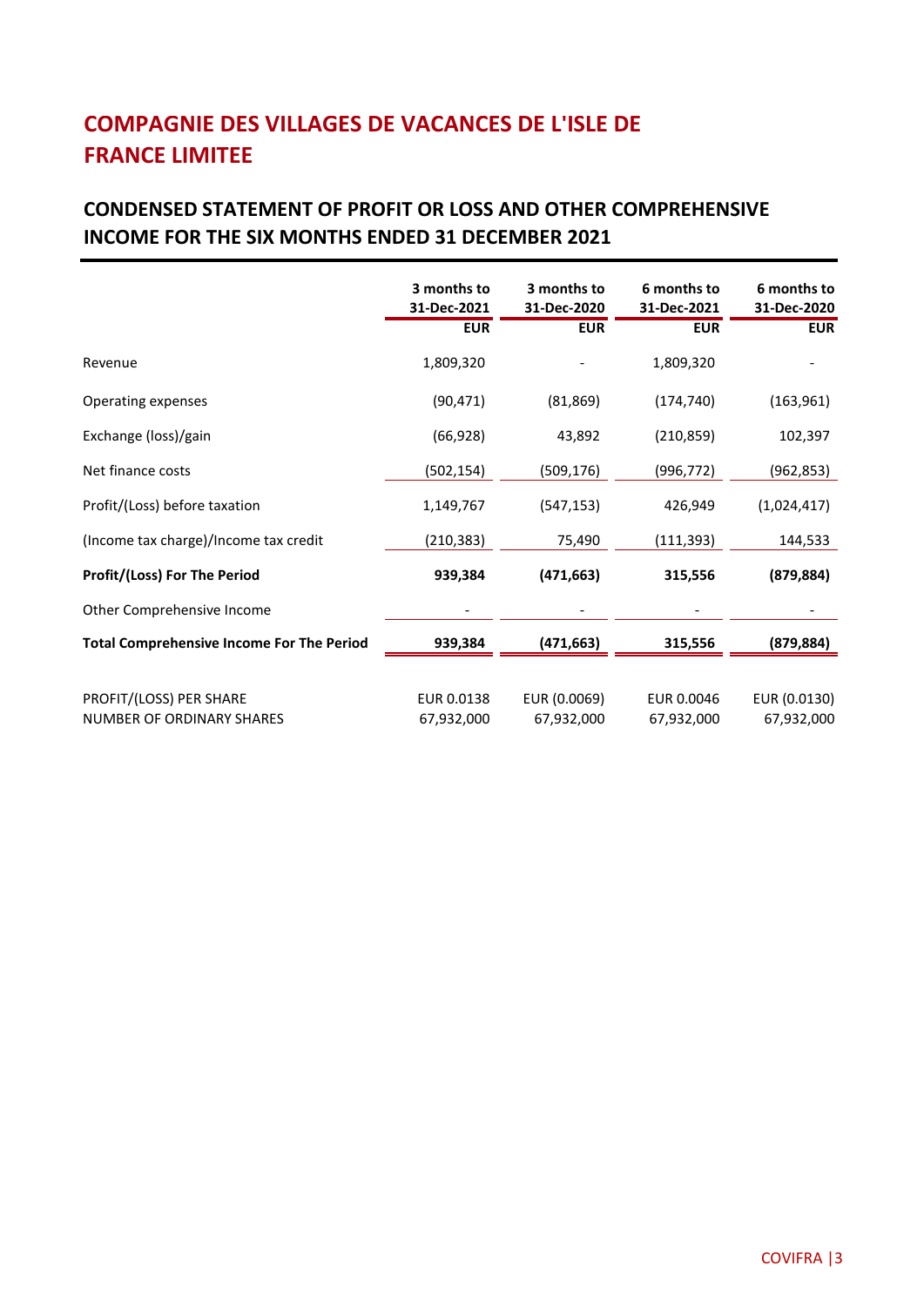# COMPAGNIE DES VILLAGES DE VACANCES DE L'ISLE DE FRANCE LIMITEE

## CONDENSED STATEMENT OF PROFIT OR LOSS AND OTHER COMPREHENSIVE INCOME FOR THE SIX MONTHS ENDED 31 DECEMBER 2021

| | 3 months to 31-Dec-2021 EUR | 3 months to 31-Dec-2020 EUR | 6 months to 31-Dec-2021 EUR | 6 months to 31-Dec-2020 EUR |
|---|---|---|---|---|
| Revenue | 1,809,320 | - | 1,809,320 | - |
| Operating expenses | (90,471) | (81,869) | (174,740) | (163,961) |
| Exchange (loss)/gain | (66,928) | 43,892 | (210,859) | 102,397 |
| Net finance costs | (502,154) | (509,176) | (996,772) | (962,853) |
| Profit/(Loss) before taxation | 1,149,767 | (547,153) | 426,949 | (1,024,417) |
| (Income tax charge)/Income tax credit | (210,383) | 75,490 | (111,393) | 144,533 |
| **Profit/(Loss) For The Period** | **939,384** | **(471,663)** | **315,556** | **(879,884)** |
| Other Comprehensive Income | - | - | - | - |
| **Total Comprehensive Income For The Period** | **939,384** | **(471,663)** | **315,556** | **(879,884)** |
| | | | | |
| PROFIT/(LOSS) PER SHARE | EUR 0.0138 | EUR (0.0069) | EUR 0.0046 | EUR (0.0130) |
| NUMBER OF ORDINARY SHARES | 67,932,000 | 67,932,000 | 67,932,000 | 67,932,000 |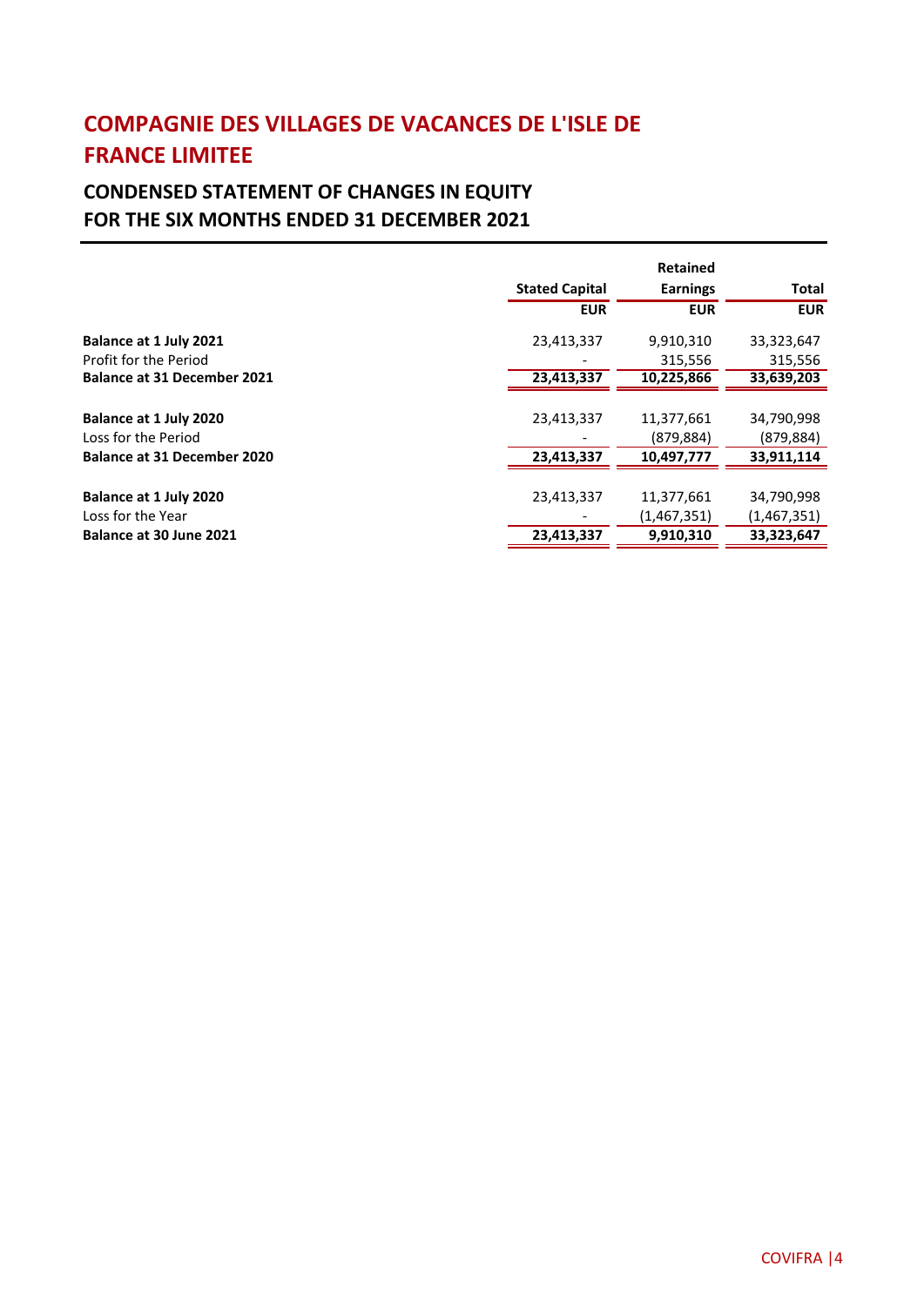# COMPAGNIE DES VILLAGES DE VACANCES DE L'ISLE DE FRANCE LIMITEE

## CONDENSED STATEMENT OF CHANGES IN EQUITY FOR THE SIX MONTHS ENDED 31 DECEMBER 2021

| | Stated Capital | Retained Earnings | Total |
|---|---|---|---|
| | EUR | EUR | EUR |
| **Balance at 1 July 2021** | 23,413,337 | 9,910,310 | 33,323,647 |
| Profit for the Period | - | 315,556 | 315,556 |
| **Balance at 31 December 2021** | **23,413,337** | **10,225,866** | **33,639,203** |
| | | | |
| **Balance at 1 July 2020** | 23,413,337 | 11,377,661 | 34,790,998 |
| Loss for the Period | - | (879,884) | (879,884) |
| **Balance at 31 December 2020** | **23,413,337** | **10,497,777** | **33,911,114** |
| | | | |
| **Balance at 1 July 2020** | 23,413,337 | 11,377,661 | 34,790,998 |
| Loss for the Year | - | (1,467,351) | (1,467,351) |
| **Balance at 30 June 2021** | **23,413,337** | **9,910,310** | **33,323,647** |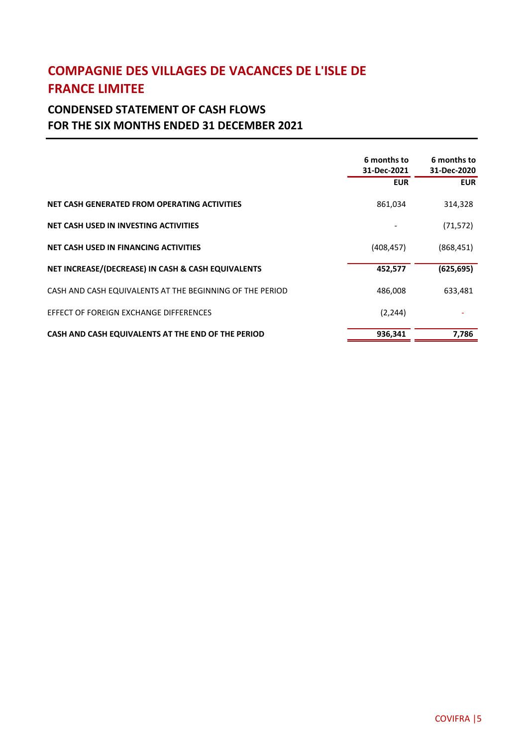# COMPAGNIE DES VILLAGES DE VACANCES DE L'ISLE DE FRANCE LIMITEE

## CONDENSED STATEMENT OF CASH FLOWS
## FOR THE SIX MONTHS ENDED 31 DECEMBER 2021

| | 6 months to 31-Dec-2021 | 6 months to 31-Dec-2020 |
|---|---|---|
| | **EUR** | **EUR** |
| **NET CASH GENERATED FROM OPERATING ACTIVITIES** | 861,034 | 314,328 |
| **NET CASH USED IN INVESTING ACTIVITIES** | - | (71,572) |
| **NET CASH USED IN FINANCING ACTIVITIES** | (408,457) | (868,451) |
| **NET INCREASE/(DECREASE) IN CASH & CASH EQUIVALENTS** | **452,577** | **(625,695)** |
| CASH AND CASH EQUIVALENTS AT THE BEGINNING OF THE PERIOD | 486,008 | 633,481 |
| EFFECT OF FOREIGN EXCHANGE DIFFERENCES | (2,244) | - |
| **CASH AND CASH EQUIVALENTS AT THE END OF THE PERIOD** | **936,341** | **7,786** |